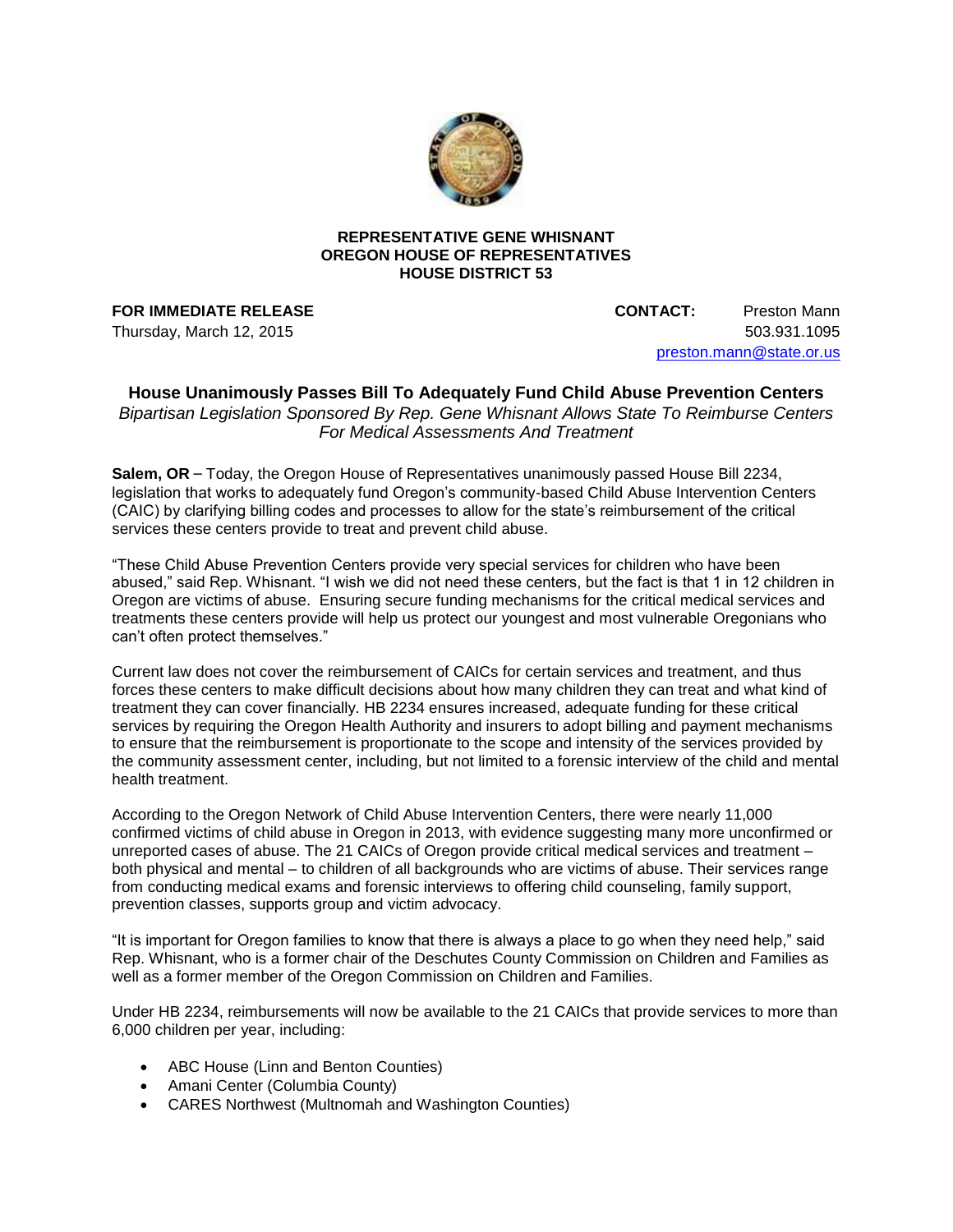**REPRESENTATIVE GENE WHISNANT**
**OREGON HOUSE OF REPRESENTATIVES**
**HOUSE DISTRICT 53**

**FOR IMMEDIATE RELEASE**
Thursday, March 12, 2015

**CONTACT:** Preston Mann
503.931.1095
preston.mann@state.or.us

## House Unanimously Passes Bill To Adequately Fund Child Abuse Prevention Centers

*Bipartisan Legislation Sponsored By Rep. Gene Whisnant Allows State To Reimburse Centers For Medical Assessments And Treatment*

**Salem, OR** – Today, the Oregon House of Representatives unanimously passed House Bill 2234, legislation that works to adequately fund Oregon's community-based Child Abuse Intervention Centers (CAIC) by clarifying billing codes and processes to allow for the state's reimbursement of the critical services these centers provide to treat and prevent child abuse.

"These Child Abuse Prevention Centers provide very special services for children who have been abused," said Rep. Whisnant. "I wish we did not need these centers, but the fact is that 1 in 12 children in Oregon are victims of abuse. Ensuring secure funding mechanisms for the critical medical services and treatments these centers provide will help us protect our youngest and most vulnerable Oregonians who can't often protect themselves."

Current law does not cover the reimbursement of CAICs for certain services and treatment, and thus forces these centers to make difficult decisions about how many children they can treat and what kind of treatment they can cover financially. HB 2234 ensures increased, adequate funding for these critical services by requiring the Oregon Health Authority and insurers to adopt billing and payment mechanisms to ensure that the reimbursement is proportionate to the scope and intensity of the services provided by the community assessment center, including, but not limited to a forensic interview of the child and mental health treatment.

According to the Oregon Network of Child Abuse Intervention Centers, there were nearly 11,000 confirmed victims of child abuse in Oregon in 2013, with evidence suggesting many more unconfirmed or unreported cases of abuse. The 21 CAICs of Oregon provide critical medical services and treatment – both physical and mental – to children of all backgrounds who are victims of abuse. Their services range from conducting medical exams and forensic interviews to offering child counseling, family support, prevention classes, supports group and victim advocacy.

"It is important for Oregon families to know that there is always a place to go when they need help," said Rep. Whisnant, who is a former chair of the Deschutes County Commission on Children and Families as well as a former member of the Oregon Commission on Children and Families.

Under HB 2234, reimbursements will now be available to the 21 CAICs that provide services to more than 6,000 children per year, including:

- ABC House (Linn and Benton Counties)
- Amani Center (Columbia County)
- CARES Northwest (Multnomah and Washington Counties)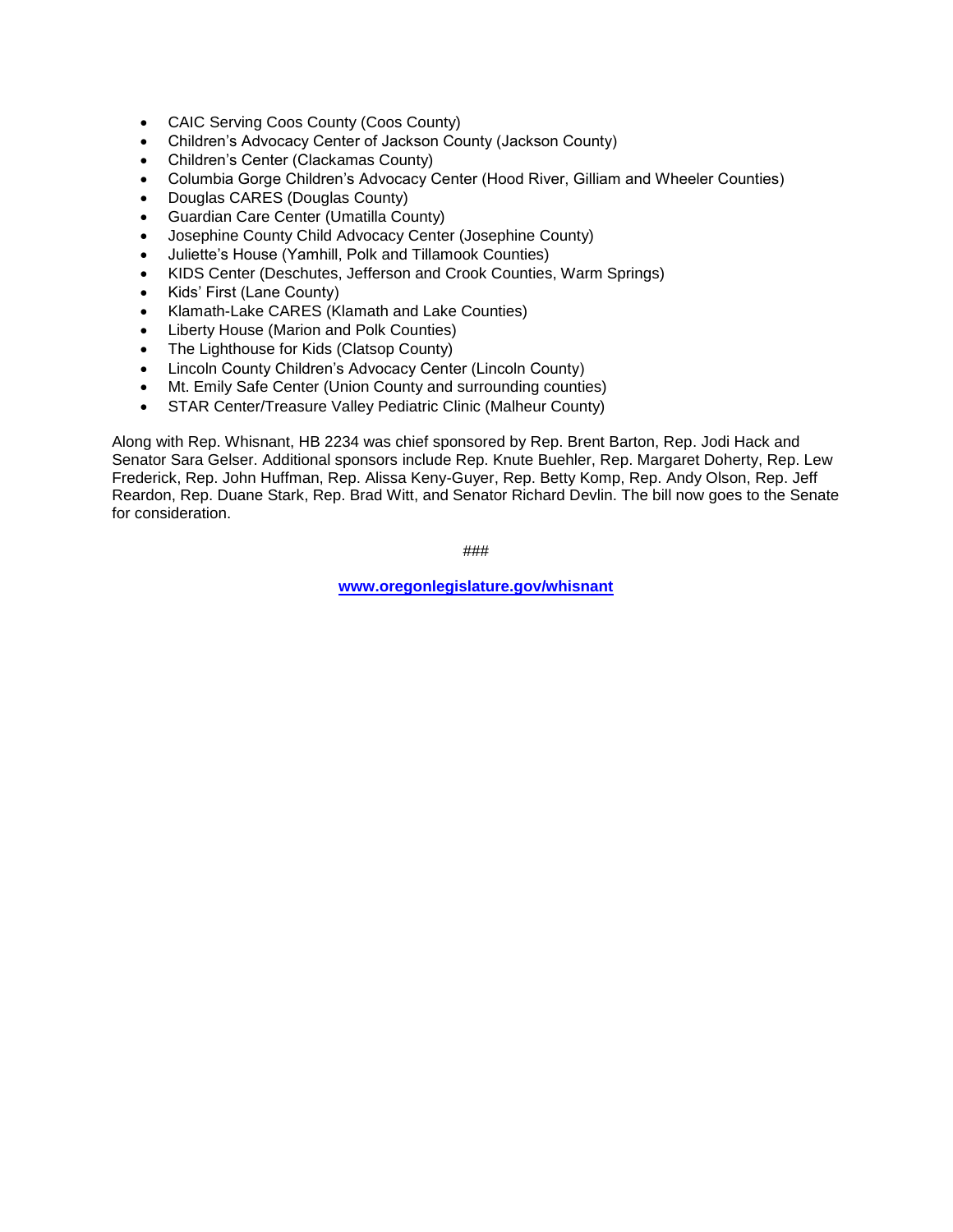- CAIC Serving Coos County (Coos County)
- Children's Advocacy Center of Jackson County (Jackson County)
- Children's Center (Clackamas County)
- Columbia Gorge Children's Advocacy Center (Hood River, Gilliam and Wheeler Counties)
- Douglas CARES (Douglas County)
- Guardian Care Center (Umatilla County)
- Josephine County Child Advocacy Center (Josephine County)
- Juliette's House (Yamhill, Polk and Tillamook Counties)
- KIDS Center (Deschutes, Jefferson and Crook Counties, Warm Springs)
- Kids' First (Lane County)
- Klamath-Lake CARES (Klamath and Lake Counties)
- Liberty House (Marion and Polk Counties)
- The Lighthouse for Kids (Clatsop County)
- Lincoln County Children's Advocacy Center (Lincoln County)
- Mt. Emily Safe Center (Union County and surrounding counties)
- STAR Center/Treasure Valley Pediatric Clinic (Malheur County)

Along with Rep. Whisnant, HB 2234 was chief sponsored by Rep. Brent Barton, Rep. Jodi Hack and Senator Sara Gelser. Additional sponsors include Rep. Knute Buehler, Rep. Margaret Doherty, Rep. Lew Frederick, Rep. John Huffman, Rep. Alissa Keny-Guyer, Rep. Betty Komp, Rep. Andy Olson, Rep. Jeff Reardon, Rep. Duane Stark, Rep. Brad Witt, and Senator Richard Devlin. The bill now goes to the Senate for consideration.

###

**[www.oregonlegislature.gov/whisnant](http://www.oregonlegislature.gov/whisnant)**